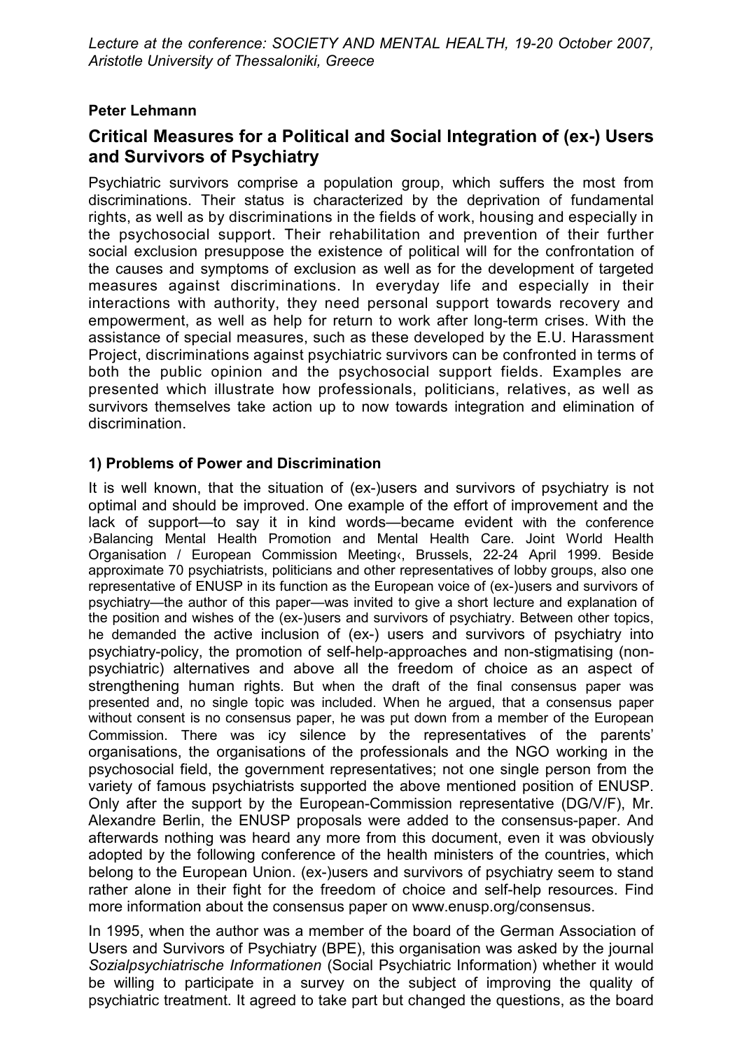*Lecture at the conference: SOCIETY AND MENTAL HEALTH, 19-20 October 2007, Aristotle University of Thessaloniki, Greece*

**Peter Lehmann**

## Critical Measures for a Political and Social Integration of (ex-) Users and Survivors of Psychiatry

Psychiatric survivors comprise a population group, which suffers the most from discriminations. Their status is characterized by the deprivation of fundamental rights, as well as by discriminations in the fields of work, housing and especially in the psychosocial support. Their rehabilitation and prevention of their further social exclusion presuppose the existence of political will for the confrontation of the causes and symptoms of exclusion as well as for the development of targeted measures against discriminations. In everyday life and especially in their interactions with authority, they need personal support towards recovery and empowerment, as well as help for return to work after long-term crises. With the assistance of special measures, such as these developed by the E.U. Harassment Project, discriminations against psychiatric survivors can be confronted in terms of both the public opinion and the psychosocial support fields. Examples are presented which illustrate how professionals, politicians, relatives, as well as survivors themselves take action up to now towards integration and elimination of discrimination.

### 1) Problems of Power and Discrimination

It is well known, that the situation of (ex-)users and survivors of psychiatry is not optimal and should be improved. One example of the effort of improvement and the lack of support—to say it in kind words—became evident with the conference ›Balancing Mental Health Promotion and Mental Health Care. Joint World Health Organisation / European Commission Meeting‹, Brussels, 22-24 April 1999. Beside approximate 70 psychiatrists, politicians and other representatives of lobby groups, also one representative of ENUSP in its function as the European voice of (ex-)users and survivors of psychiatry—the author of this paper—was invited to give a short lecture and explanation of the position and wishes of the (ex-)users and survivors of psychiatry. Between other topics, he demanded the active inclusion of (ex-) users and survivors of psychiatry into psychiatry-policy, the promotion of self-help-approaches and non-stigmatising (non-psychiatric) alternatives and above all the freedom of choice as an aspect of strengthening human rights. But when the draft of the final consensus paper was presented and, no single topic was included. When he argued, that a consensus paper without consent is no consensus paper, he was put down from a member of the European Commission. There was icy silence by the representatives of the parents' organisations, the organisations of the professionals and the NGO working in the psychosocial field, the government representatives; not one single person from the variety of famous psychiatrists supported the above mentioned position of ENUSP. Only after the support by the European-Commission representative (DG/V/F), Mr. Alexandre Berlin, the ENUSP proposals were added to the consensus-paper. And afterwards nothing was heard any more from this document, even it was obviously adopted by the following conference of the health ministers of the countries, which belong to the European Union. (ex-)users and survivors of psychiatry seem to stand rather alone in their fight for the freedom of choice and self-help resources. Find more information about the consensus paper on www.enusp.org/consensus.

In 1995, when the author was a member of the board of the German Association of Users and Survivors of Psychiatry (BPE), this organisation was asked by the journal *Sozialpsychiatrische Informationen* (Social Psychiatric Information) whether it would be willing to participate in a survey on the subject of improving the quality of psychiatric treatment. It agreed to take part but changed the questions, as the board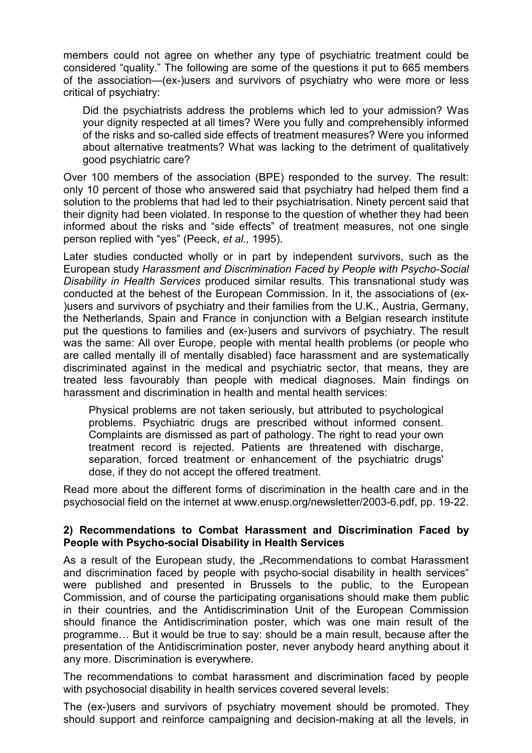members could not agree on whether any type of psychiatric treatment could be considered "quality." The following are some of the questions it put to 665 members of the association—(ex-)users and survivors of psychiatry who were more or less critical of psychiatry:

> Did the psychiatrists address the problems which led to your admission? Was your dignity respected at all times? Were you fully and comprehensibly informed of the risks and so-called side effects of treatment measures? Were you informed about alternative treatments? What was lacking to the detriment of qualitatively good psychiatric care?

Over 100 members of the association (BPE) responded to the survey. The result: only 10 percent of those who answered said that psychiatry had helped them find a solution to the problems that had led to their psychiatrisation. Ninety percent said that their dignity had been violated. In response to the question of whether they had been informed about the risks and "side effects" of treatment measures, not one single person replied with "yes" (Peeck, *et al.,* 1995).

Later studies conducted wholly or in part by independent survivors, such as the European study *Harassment and Discrimination Faced by People with Psycho-Social Disability in Health Services* produced similar results. This transnational study was conducted at the behest of the European Commission. In it, the associations of (ex-)users and survivors of psychiatry and their families from the U.K., Austria, Germany, the Netherlands, Spain and France in conjunction with a Belgian research institute put the questions to families and (ex-)users and survivors of psychiatry. The result was the same: All over Europe, people with mental health problems (or people who are called mentally ill of mentally disabled) face harassment and are systematically discriminated against in the medical and psychiatric sector, that means, they are treated less favourably than people with medical diagnoses. Main findings on harassment and discrimination in health and mental health services:

> Physical problems are not taken seriously, but attributed to psychological problems. Psychiatric drugs are prescribed without informed consent. Complaints are dismissed as part of pathology. The right to read your own treatment record is rejected. Patients are threatened with discharge, separation, forced treatment or enhancement of the psychiatric drugs' dose, if they do not accept the offered treatment.

Read more about the different forms of discrimination in the health care and in the psychosocial field on the internet at www.enusp.org/newsletter/2003-6.pdf, pp. 19-22.

### 2) Recommendations to Combat Harassment and Discrimination Faced by People with Psycho-social Disability in Health Services

As a result of the European study, the „Recommendations to combat Harassment and discrimination faced by people with psycho-social disability in health services" were published and presented in Brussels to the public, to the European Commission, and of course the participating organisations should make them public in their countries, and the Antidiscrimination Unit of the European Commission should finance the Antidiscrimination poster, which was one main result of the programme… But it would be true to say: should be a main result, because after the presentation of the Antidiscrimination poster, never anybody heard anything about it any more. Discrimination is everywhere.

The recommendations to combat harassment and discrimination faced by people with psychosocial disability in health services covered several levels:

The (ex-)users and survivors of psychiatry movement should be promoted. They should support and reinforce campaigning and decision-making at all the levels, in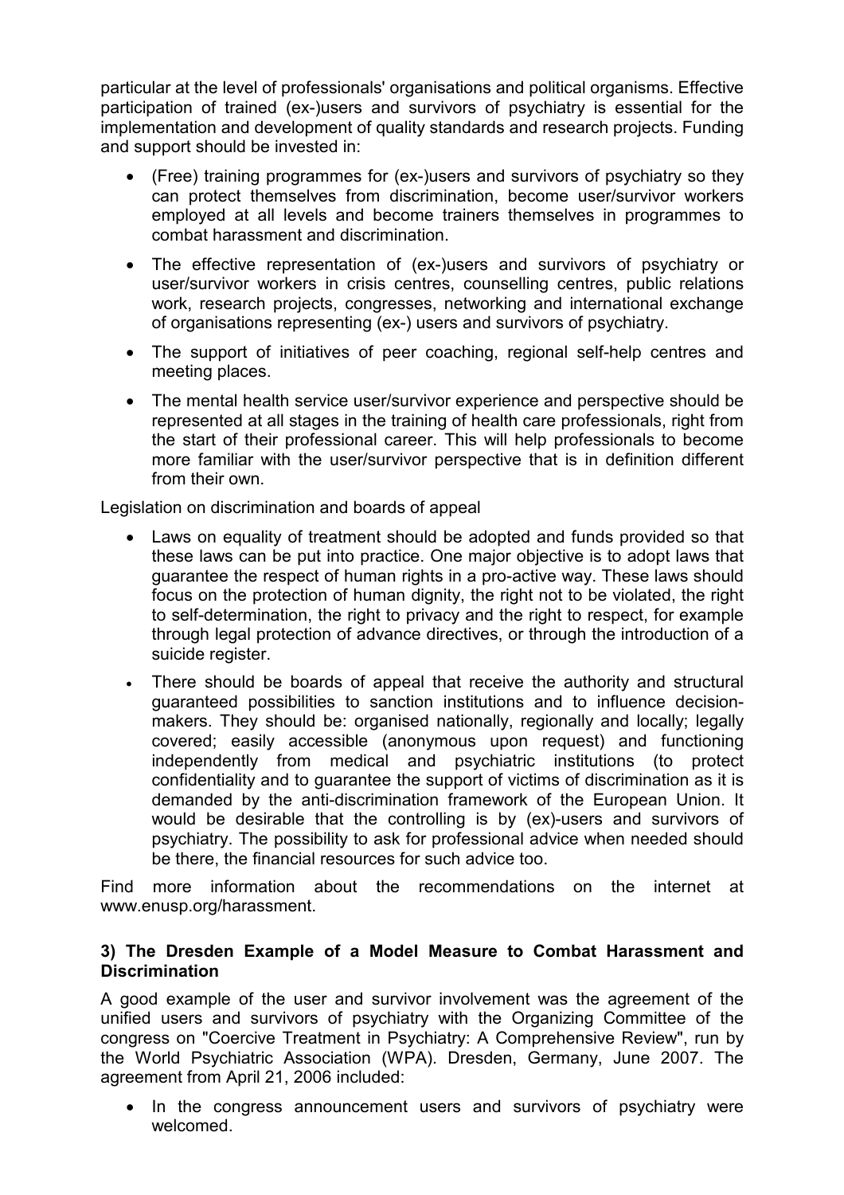particular at the level of professionals' organisations and political organisms. Effective participation of trained (ex-)users and survivors of psychiatry is essential for the implementation and development of quality standards and research projects. Funding and support should be invested in:

- (Free) training programmes for (ex-)users and survivors of psychiatry so they can protect themselves from discrimination, become user/survivor workers employed at all levels and become trainers themselves in programmes to combat harassment and discrimination.
- The effective representation of (ex-)users and survivors of psychiatry or user/survivor workers in crisis centres, counselling centres, public relations work, research projects, congresses, networking and international exchange of organisations representing (ex-) users and survivors of psychiatry.
- The support of initiatives of peer coaching, regional self-help centres and meeting places.
- The mental health service user/survivor experience and perspective should be represented at all stages in the training of health care professionals, right from the start of their professional career. This will help professionals to become more familiar with the user/survivor perspective that is in definition different from their own.

Legislation on discrimination and boards of appeal

- Laws on equality of treatment should be adopted and funds provided so that these laws can be put into practice. One major objective is to adopt laws that guarantee the respect of human rights in a pro-active way. These laws should focus on the protection of human dignity, the right not to be violated, the right to self-determination, the right to privacy and the right to respect, for example through legal protection of advance directives, or through the introduction of a suicide register.
- There should be boards of appeal that receive the authority and structural guaranteed possibilities to sanction institutions and to influence decision-makers. They should be: organised nationally, regionally and locally; legally covered; easily accessible (anonymous upon request) and functioning independently from medical and psychiatric institutions (to protect confidentiality and to guarantee the support of victims of discrimination as it is demanded by the anti-discrimination framework of the European Union. It would be desirable that the controlling is by (ex)-users and survivors of psychiatry. The possibility to ask for professional advice when needed should be there, the financial resources for such advice too.

Find more information about the recommendations on the internet at www.enusp.org/harassment.

### 3) The Dresden Example of a Model Measure to Combat Harassment and Discrimination

A good example of the user and survivor involvement was the agreement of the unified users and survivors of psychiatry with the Organizing Committee of the congress on "Coercive Treatment in Psychiatry: A Comprehensive Review", run by the World Psychiatric Association (WPA). Dresden, Germany, June 2007. The agreement from April 21, 2006 included:

- In the congress announcement users and survivors of psychiatry were welcomed.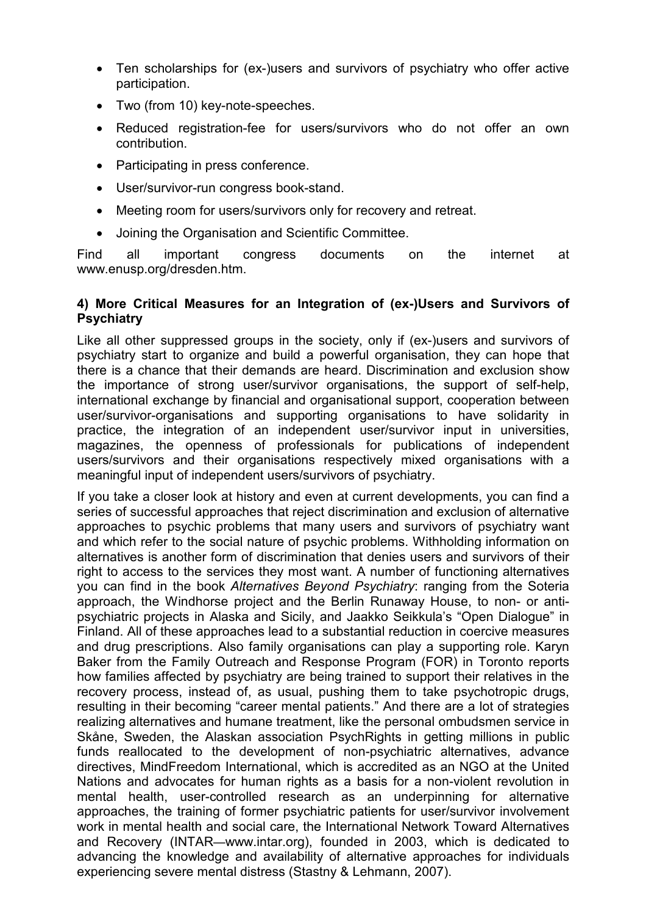- Ten scholarships for (ex-)users and survivors of psychiatry who offer active participation.
- Two (from 10) key-note-speeches.
- Reduced registration-fee for users/survivors who do not offer an own contribution.
- Participating in press conference.
- User/survivor-run congress book-stand.
- Meeting room for users/survivors only for recovery and retreat.
- Joining the Organisation and Scientific Committee.

Find all important congress documents on the internet at www.enusp.org/dresden.htm.

#### 4) More Critical Measures for an Integration of (ex-)Users and Survivors of Psychiatry

Like all other suppressed groups in the society, only if (ex-)users and survivors of psychiatry start to organize and build a powerful organisation, they can hope that there is a chance that their demands are heard. Discrimination and exclusion show the importance of strong user/survivor organisations, the support of self-help, international exchange by financial and organisational support, cooperation between user/survivor-organisations and supporting organisations to have solidarity in practice, the integration of an independent user/survivor input in universities, magazines, the openness of professionals for publications of independent users/survivors and their organisations respectively mixed organisations with a meaningful input of independent users/survivors of psychiatry.

If you take a closer look at history and even at current developments, you can find a series of successful approaches that reject discrimination and exclusion of alternative approaches to psychic problems that many users and survivors of psychiatry want and which refer to the social nature of psychic problems. Withholding information on alternatives is another form of discrimination that denies users and survivors of their right to access to the services they most want. A number of functioning alternatives you can find in the book *Alternatives Beyond Psychiatry*: ranging from the Soteria approach, the Windhorse project and the Berlin Runaway House, to non- or anti-psychiatric projects in Alaska and Sicily, and Jaakko Seikkula's "Open Dialogue" in Finland. All of these approaches lead to a substantial reduction in coercive measures and drug prescriptions. Also family organisations can play a supporting role. Karyn Baker from the Family Outreach and Response Program (FOR) in Toronto reports how families affected by psychiatry are being trained to support their relatives in the recovery process, instead of, as usual, pushing them to take psychotropic drugs, resulting in their becoming "career mental patients." And there are a lot of strategies realizing alternatives and humane treatment, like the personal ombudsmen service in Skåne, Sweden, the Alaskan association PsychRights in getting millions in public funds reallocated to the development of non-psychiatric alternatives, advance directives, MindFreedom International, which is accredited as an NGO at the United Nations and advocates for human rights as a basis for a non-violent revolution in mental health, user-controlled research as an underpinning for alternative approaches, the training of former psychiatric patients for user/survivor involvement work in mental health and social care, the International Network Toward Alternatives and Recovery (INTAR—www.intar.org), founded in 2003, which is dedicated to advancing the knowledge and availability of alternative approaches for individuals experiencing severe mental distress (Stastny & Lehmann, 2007).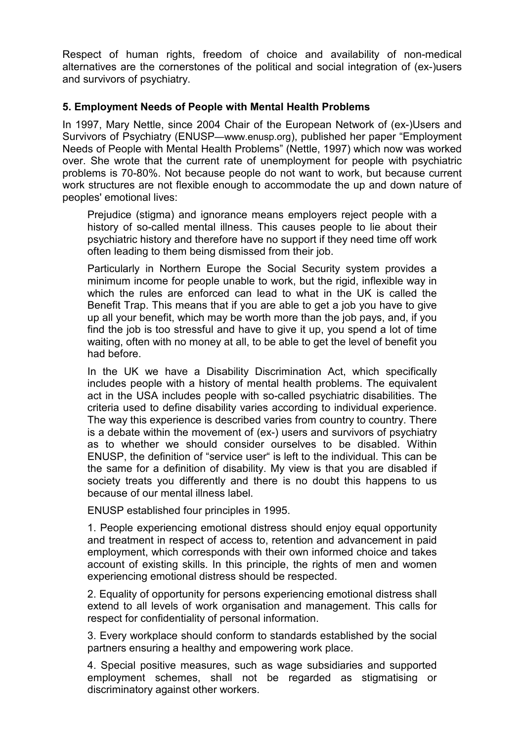Respect of human rights, freedom of choice and availability of non-medical alternatives are the cornerstones of the political and social integration of (ex-)users and survivors of psychiatry.

## 5. Employment Needs of People with Mental Health Problems

In 1997, Mary Nettle, since 2004 Chair of the European Network of (ex-)Users and Survivors of Psychiatry (ENUSP—www.enusp.org), published her paper "Employment Needs of People with Mental Health Problems" (Nettle, 1997) which now was worked over. She wrote that the current rate of unemployment for people with psychiatric problems is 70-80%. Not because people do not want to work, but because current work structures are not flexible enough to accommodate the up and down nature of peoples' emotional lives:

> Prejudice (stigma) and ignorance means employers reject people with a history of so-called mental illness. This causes people to lie about their psychiatric history and therefore have no support if they need time off work often leading to them being dismissed from their job.
>
> Particularly in Northern Europe the Social Security system provides a minimum income for people unable to work, but the rigid, inflexible way in which the rules are enforced can lead to what in the UK is called the Benefit Trap. This means that if you are able to get a job you have to give up all your benefit, which may be worth more than the job pays, and, if you find the job is too stressful and have to give it up, you spend a lot of time waiting, often with no money at all, to be able to get the level of benefit you had before.
>
> In the UK we have a Disability Discrimination Act, which specifically includes people with a history of mental health problems. The equivalent act in the USA includes people with so-called psychiatric disabilities. The criteria used to define disability varies according to individual experience. The way this experience is described varies from country to country. There is a debate within the movement of (ex-) users and survivors of psychiatry as to whether we should consider ourselves to be disabled. Within ENUSP, the definition of "service user" is left to the individual. This can be the same for a definition of disability. My view is that you are disabled if society treats you differently and there is no doubt this happens to us because of our mental illness label.
>
> ENUSP established four principles in 1995.
>
> 1. People experiencing emotional distress should enjoy equal opportunity and treatment in respect of access to, retention and advancement in paid employment, which corresponds with their own informed choice and takes account of existing skills. In this principle, the rights of men and women experiencing emotional distress should be respected.
>
> 2. Equality of opportunity for persons experiencing emotional distress shall extend to all levels of work organisation and management. This calls for respect for confidentiality of personal information.
>
> 3. Every workplace should conform to standards established by the social partners ensuring a healthy and empowering work place.
>
> 4. Special positive measures, such as wage subsidiaries and supported employment schemes, shall not be regarded as stigmatising or discriminatory against other workers.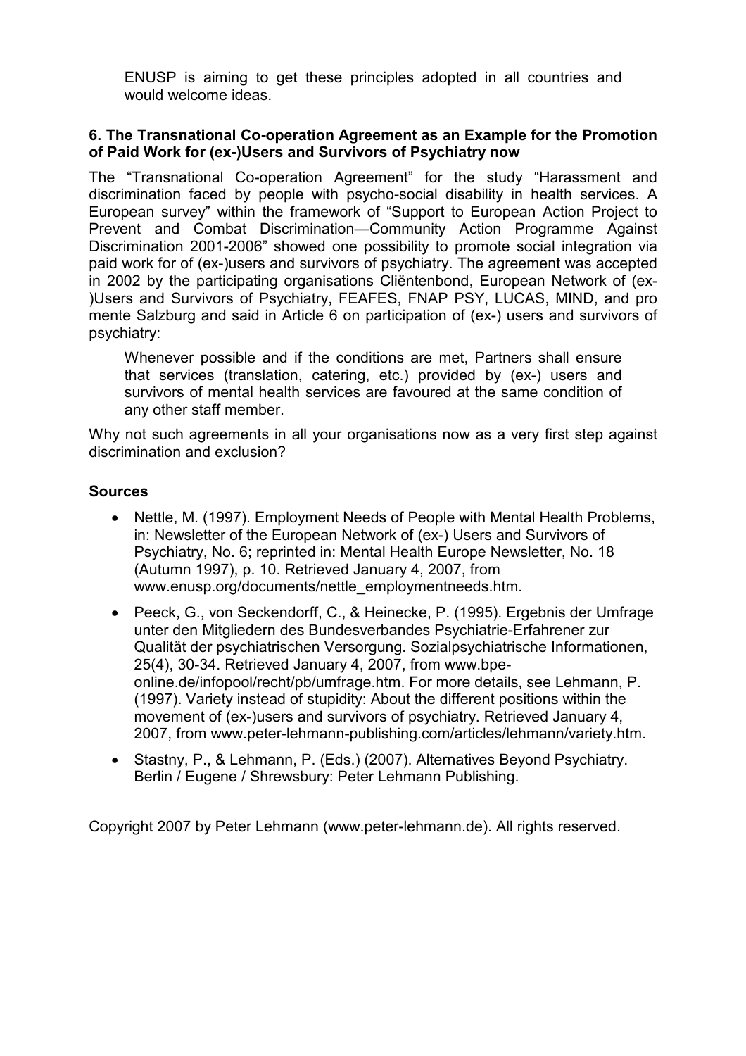ENUSP is aiming to get these principles adopted in all countries and would welcome ideas.

### 6. The Transnational Co-operation Agreement as an Example for the Promotion of Paid Work for (ex-)Users and Survivors of Psychiatry now

The "Transnational Co-operation Agreement" for the study "Harassment and discrimination faced by people with psycho-social disability in health services. A European survey" within the framework of "Support to European Action Project to Prevent and Combat Discrimination—Community Action Programme Against Discrimination 2001-2006" showed one possibility to promote social integration via paid work for of (ex-)users and survivors of psychiatry. The agreement was accepted in 2002 by the participating organisations Cliëntenbond, European Network of (ex-)Users and Survivors of Psychiatry, FEAFES, FNAP PSY, LUCAS, MIND, and pro mente Salzburg and said in Article 6 on participation of (ex-) users and survivors of psychiatry:

> Whenever possible and if the conditions are met, Partners shall ensure that services (translation, catering, etc.) provided by (ex-) users and survivors of mental health services are favoured at the same condition of any other staff member.

Why not such agreements in all your organisations now as a very first step against discrimination and exclusion?

### Sources

- Nettle, M. (1997). Employment Needs of People with Mental Health Problems, in: Newsletter of the European Network of (ex-) Users and Survivors of Psychiatry, No. 6; reprinted in: Mental Health Europe Newsletter, No. 18 (Autumn 1997), p. 10. Retrieved January 4, 2007, from www.enusp.org/documents/nettle_employmentneeds.htm.
- Peeck, G., von Seckendorff, C., & Heinecke, P. (1995). Ergebnis der Umfrage unter den Mitgliedern des Bundesverbandes Psychiatrie-Erfahrener zur Qualität der psychiatrischen Versorgung. Sozialpsychiatrische Informationen, 25(4), 30-34. Retrieved January 4, 2007, from www.bpe-online.de/infopool/recht/pb/umfrage.htm. For more details, see Lehmann, P. (1997). Variety instead of stupidity: About the different positions within the movement of (ex-)users and survivors of psychiatry. Retrieved January 4, 2007, from www.peter-lehmann-publishing.com/articles/lehmann/variety.htm.
- Stastny, P., & Lehmann, P. (Eds.) (2007). Alternatives Beyond Psychiatry. Berlin / Eugene / Shrewsbury: Peter Lehmann Publishing.

Copyright 2007 by Peter Lehmann (www.peter-lehmann.de). All rights reserved.